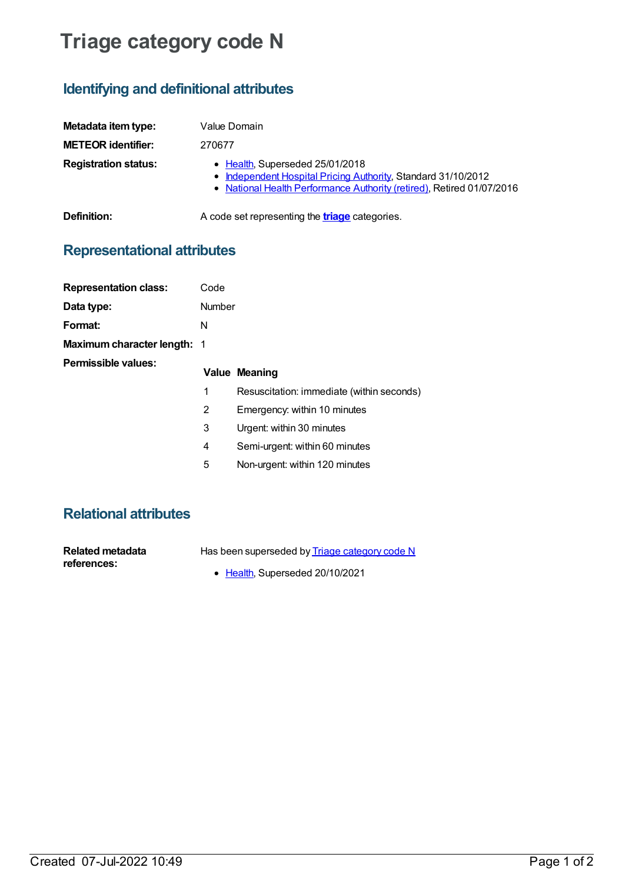# Triage category code N

## Identifying and definitional attributes

**Metadata item type:** Value Domain

**METEOR identifier:** 270677

**Registration status:**
- Health, Superseded 25/01/2018
- Independent Hospital Pricing Authority, Standard 31/10/2012
- National Health Performance Authority (retired), Retired 01/07/2016

**Definition:** A code set representing the **triage** categories.

## Representational attributes

**Representation class:** Code

**Data type:** Number

**Format:** N

**Maximum character length:** 1

**Permissible values:**

| Value | Meaning |
|---|---|
| 1 | Resuscitation: immediate (within seconds) |
| 2 | Emergency: within 10 minutes |
| 3 | Urgent: within 30 minutes |
| 4 | Semi-urgent: within 60 minutes |
| 5 | Non-urgent: within 120 minutes |

## Relational attributes

**Related metadata references:** Has been superseded by Triage category code N
- Health, Superseded 20/10/2021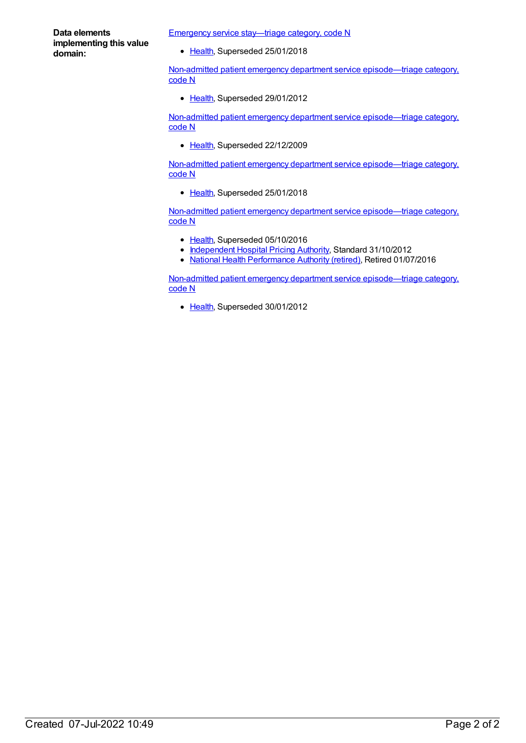**Data elements implementing this value domain:**

Emergency service stay—triage category, code N

- Health, Superseded 25/01/2018

Non-admitted patient emergency department service episode—triage category, code N

- Health, Superseded 29/01/2012

Non-admitted patient emergency department service episode—triage category, code N

- Health, Superseded 22/12/2009

Non-admitted patient emergency department service episode—triage category, code N

- Health, Superseded 25/01/2018

Non-admitted patient emergency department service episode—triage category, code N

- Health, Superseded 05/10/2016
- Independent Hospital Pricing Authority, Standard 31/10/2012
- National Health Performance Authority (retired), Retired 01/07/2016

Non-admitted patient emergency department service episode—triage category, code N

- Health, Superseded 30/01/2012